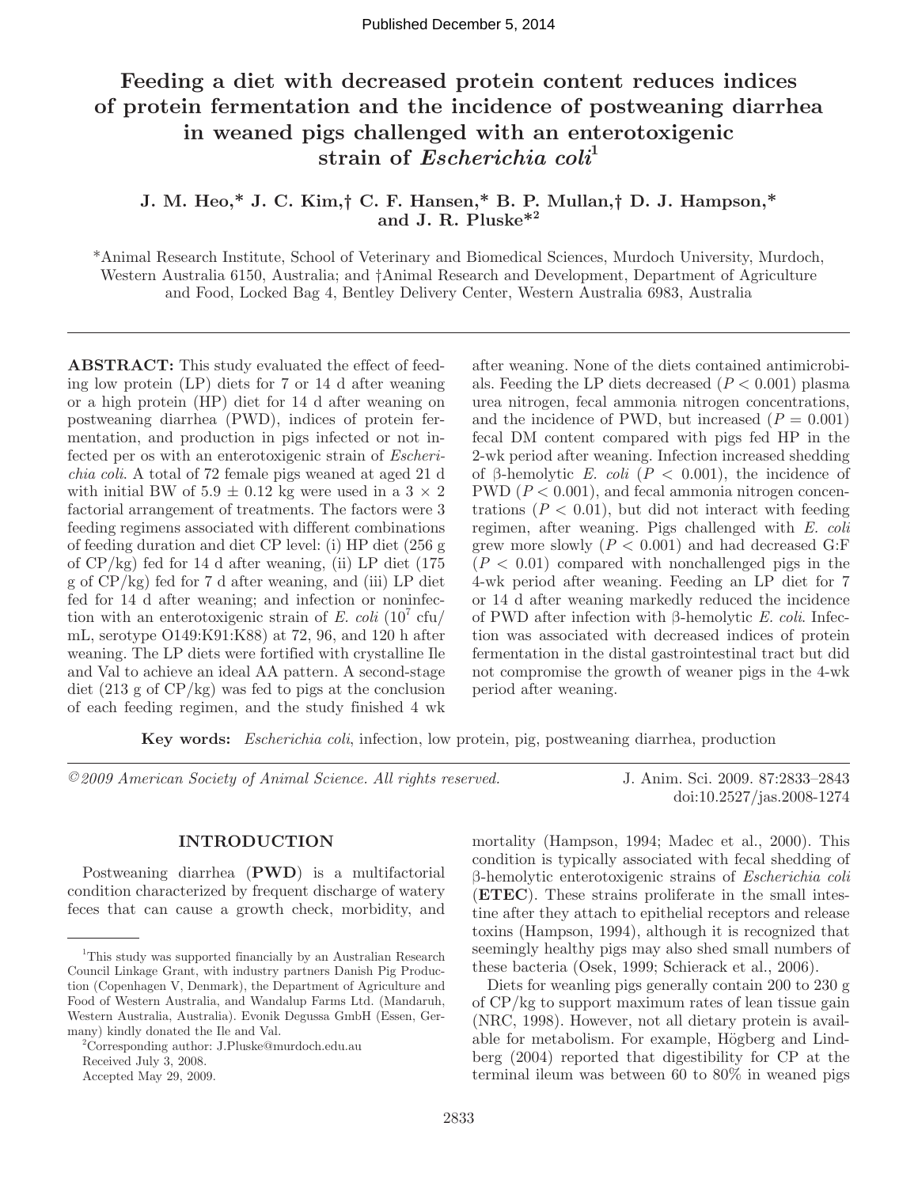# Feeding a diet with decreased protein content reduces indices of protein fermentation and the incidence of postweaning diarrhea in weaned pigs challenged with an enterotoxigenic strain of *Escherichia coli*[1]

**J. M. Heo,* J. C. Kim,† C. F. Hansen,* B. P. Mullan,† D. J. Hampson,* and J. R. Pluske*[2]**

*Animal Research Institute, School of Veterinary and Biomedical Sciences, Murdoch University, Murdoch, Western Australia 6150, Australia; and †Animal Research and Development, Department of Agriculture and Food, Locked Bag 4, Bentley Delivery Center, Western Australia 6983, Australia

**ABSTRACT:** This study evaluated the effect of feeding low protein (LP) diets for 7 or 14 d after weaning or a high protein (HP) diet for 14 d after weaning on postweaning diarrhea (PWD), indices of protein fermentation, and production in pigs infected or not infected per os with an enterotoxigenic strain of *Escherichia coli*. A total of 72 female pigs weaned at aged 21 d with initial BW of 5.9 ± 0.12 kg were used in a 3 × 2 factorial arrangement of treatments. The factors were 3 feeding regimens associated with different combinations of feeding duration and diet CP level: (i) HP diet (256 g of CP/kg) fed for 14 d after weaning, (ii) LP diet (175 g of CP/kg) fed for 7 d after weaning, and (iii) LP diet fed for 14 d after weaning; and infection or noninfection with an enterotoxigenic strain of *E. coli* ($10^7$ cfu/mL, serotype O149:K91:K88) at 72, 96, and 120 h after weaning. The LP diets were fortified with crystalline Ile and Val to achieve an ideal AA pattern. A second-stage diet (213 g of CP/kg) was fed to pigs at the conclusion of each feeding regimen, and the study finished 4 wk after weaning. None of the diets contained antimicrobials. Feeding the LP diets decreased ($P < 0.001$) plasma urea nitrogen, fecal ammonia nitrogen concentrations, and the incidence of PWD, but increased ($P = 0.001$) fecal DM content compared with pigs fed HP in the 2-wk period after weaning. Infection increased shedding of β-hemolytic *E. coli* ($P < 0.001$), the incidence of PWD ($P < 0.001$), and fecal ammonia nitrogen concentrations ($P < 0.01$), but did not interact with feeding regimen, after weaning. Pigs challenged with *E. coli* grew more slowly ($P < 0.001$) and had decreased G:F ($P < 0.01$) compared with nonchallenged pigs in the 4-wk period after weaning. Feeding an LP diet for 7 or 14 d after weaning markedly reduced the incidence of PWD after infection with β-hemolytic *E. coli*. Infection was associated with decreased indices of protein fermentation in the distal gastrointestinal tract but did not compromise the growth of weaner pigs in the 4-wk period after weaning.

**Key words:** *Escherichia coli*, infection, low protein, pig, postweaning diarrhea, production

*©2009 American Society of Animal Science. All rights reserved.*

J. Anim. Sci. 2009. 87:2833–2843
doi:10.2527/jas.2008-1274

## INTRODUCTION

Postweaning diarrhea (**PWD**) is a multifactorial condition characterized by frequent discharge of watery feces that can cause a growth check, morbidity, and mortality (Hampson, 1994; Madec et al., 2000). This condition is typically associated with fecal shedding of β-hemolytic enterotoxigenic strains of *Escherichia coli* (**ETEC**). These strains proliferate in the small intestine after they attach to epithelial receptors and release toxins (Hampson, 1994), although it is recognized that seemingly healthy pigs may also shed small numbers of these bacteria (Osek, 1999; Schierack et al., 2006).

Diets for weanling pigs generally contain 200 to 230 g of CP/kg to support maximum rates of lean tissue gain (NRC, 1998). However, not all dietary protein is available for metabolism. For example, Högberg and Lindberg (2004) reported that digestibility for CP at the terminal ileum was between 60 to 80% in weaned pigs

[1]This study was supported financially by an Australian Research Council Linkage Grant, with industry partners Danish Pig Production (Copenhagen V, Denmark), the Department of Agriculture and Food of Western Australia, and Wandalup Farms Ltd. (Mandaruh, Western Australia, Australia). Evonik Degussa GmbH (Essen, Germany) kindly donated the Ile and Val.

[2]Corresponding author: J.Pluske@murdoch.edu.au

Received July 3, 2008.

Accepted May 29, 2009.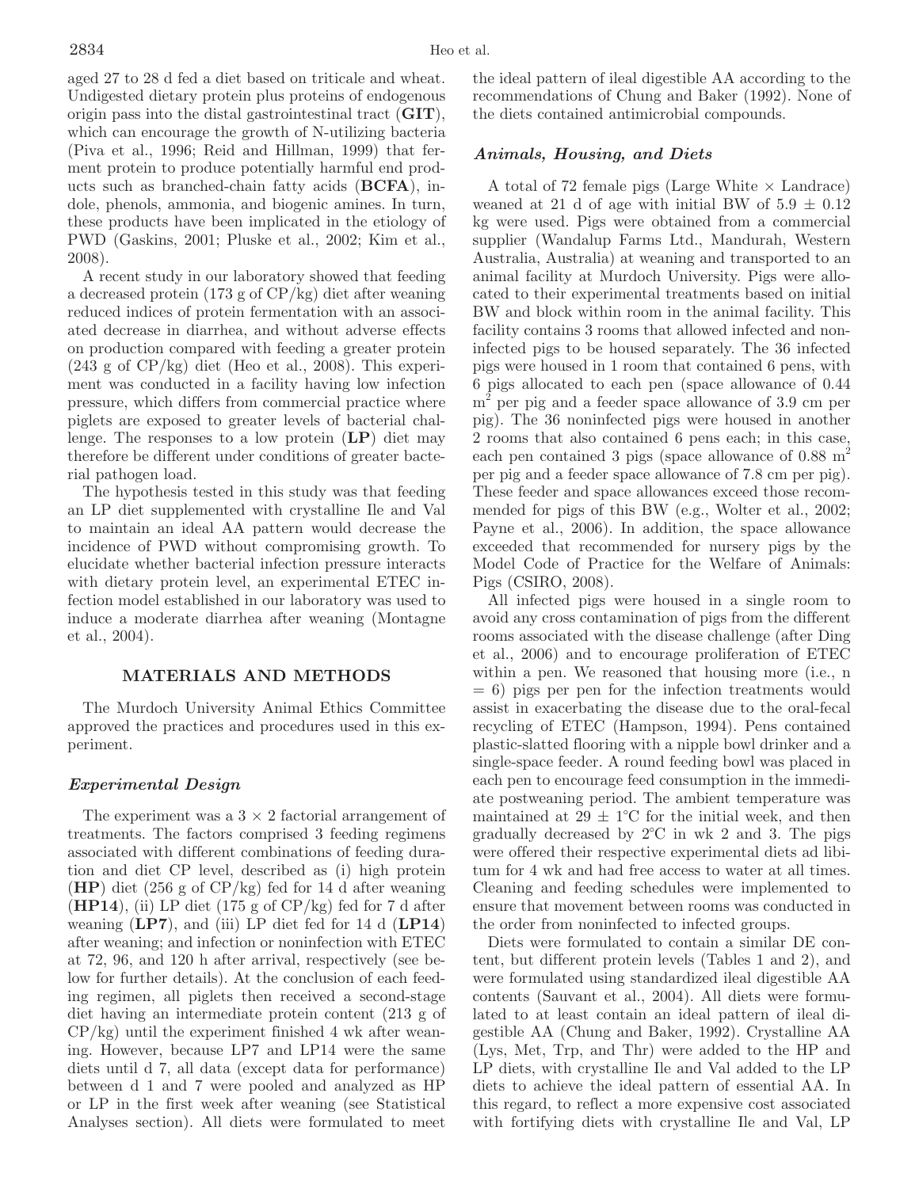aged 27 to 28 d fed a diet based on triticale and wheat. Undigested dietary protein plus proteins of endogenous origin pass into the distal gastrointestinal tract (**GIT**), which can encourage the growth of N-utilizing bacteria (Piva et al., 1996; Reid and Hillman, 1999) that ferment protein to produce potentially harmful end products such as branched-chain fatty acids (**BCFA**), indole, phenols, ammonia, and biogenic amines. In turn, these products have been implicated in the etiology of PWD (Gaskins, 2001; Pluske et al., 2002; Kim et al., 2008).

A recent study in our laboratory showed that feeding a decreased protein (173 g of CP/kg) diet after weaning reduced indices of protein fermentation with an associated decrease in diarrhea, and without adverse effects on production compared with feeding a greater protein (243 g of CP/kg) diet (Heo et al., 2008). This experiment was conducted in a facility having low infection pressure, which differs from commercial practice where piglets are exposed to greater levels of bacterial challenge. The responses to a low protein (**LP**) diet may therefore be different under conditions of greater bacterial pathogen load.

The hypothesis tested in this study was that feeding an LP diet supplemented with crystalline Ile and Val to maintain an ideal AA pattern would decrease the incidence of PWD without compromising growth. To elucidate whether bacterial infection pressure interacts with dietary protein level, an experimental ETEC infection model established in our laboratory was used to induce a moderate diarrhea after weaning (Montagne et al., 2004).

## MATERIALS AND METHODS

The Murdoch University Animal Ethics Committee approved the practices and procedures used in this experiment.

### *Experimental Design*

The experiment was a 3 × 2 factorial arrangement of treatments. The factors comprised 3 feeding regimens associated with different combinations of feeding duration and diet CP level, described as (i) high protein (**HP**) diet (256 g of CP/kg) fed for 14 d after weaning (**HP14**), (ii) LP diet (175 g of CP/kg) fed for 7 d after weaning (**LP7**), and (iii) LP diet fed for 14 d (**LP14**) after weaning; and infection or noninfection with ETEC at 72, 96, and 120 h after arrival, respectively (see below for further details). At the conclusion of each feeding regimen, all piglets then received a second-stage diet having an intermediate protein content (213 g of CP/kg) until the experiment finished 4 wk after weaning. However, because LP7 and LP14 were the same diets until d 7, all data (except data for performance) between d 1 and 7 were pooled and analyzed as HP or LP in the first week after weaning (see Statistical Analyses section). All diets were formulated to meet the ideal pattern of ileal digestible AA according to the recommendations of Chung and Baker (1992). None of the diets contained antimicrobial compounds.

### *Animals, Housing, and Diets*

A total of 72 female pigs (Large White × Landrace) weaned at 21 d of age with initial BW of 5.9 ± 0.12 kg were used. Pigs were obtained from a commercial supplier (Wandalup Farms Ltd., Mandurah, Western Australia, Australia) at weaning and transported to an animal facility at Murdoch University. Pigs were allocated to their experimental treatments based on initial BW and block within room in the animal facility. This facility contains 3 rooms that allowed infected and noninfected pigs to be housed separately. The 36 infected pigs were housed in 1 room that contained 6 pens, with 6 pigs allocated to each pen (space allowance of 0.44 $m^2$ per pig and a feeder space allowance of 3.9 cm per pig). The 36 noninfected pigs were housed in another 2 rooms that also contained 6 pens each; in this case, each pen contained 3 pigs (space allowance of 0.88 $m^2$ per pig and a feeder space allowance of 7.8 cm per pig). These feeder and space allowances exceed those recommended for pigs of this BW (e.g., Wolter et al., 2002; Payne et al., 2006). In addition, the space allowance exceeded that recommended for nursery pigs by the Model Code of Practice for the Welfare of Animals: Pigs (CSIRO, 2008).

All infected pigs were housed in a single room to avoid any cross contamination of pigs from the different rooms associated with the disease challenge (after Ding et al., 2006) and to encourage proliferation of ETEC within a pen. We reasoned that housing more (i.e., n = 6) pigs per pen for the infection treatments would assist in exacerbating the disease due to the oral-fecal recycling of ETEC (Hampson, 1994). Pens contained plastic-slatted flooring with a nipple bowl drinker and a single-space feeder. A round feeding bowl was placed in each pen to encourage feed consumption in the immediate postweaning period. The ambient temperature was maintained at 29 ± 1°C for the initial week, and then gradually decreased by 2°C in wk 2 and 3. The pigs were offered their respective experimental diets ad libitum for 4 wk and had free access to water at all times. Cleaning and feeding schedules were implemented to ensure that movement between rooms was conducted in the order from noninfected to infected groups.

Diets were formulated to contain a similar DE content, but different protein levels (Tables 1 and 2), and were formulated using standardized ileal digestible AA contents (Sauvant et al., 2004). All diets were formulated to at least contain an ideal pattern of ileal digestible AA (Chung and Baker, 1992). Crystalline AA (Lys, Met, Trp, and Thr) were added to the HP and LP diets, with crystalline Ile and Val added to the LP diets to achieve the ideal pattern of essential AA. In this regard, to reflect a more expensive cost associated with fortifying diets with crystalline Ile and Val, LP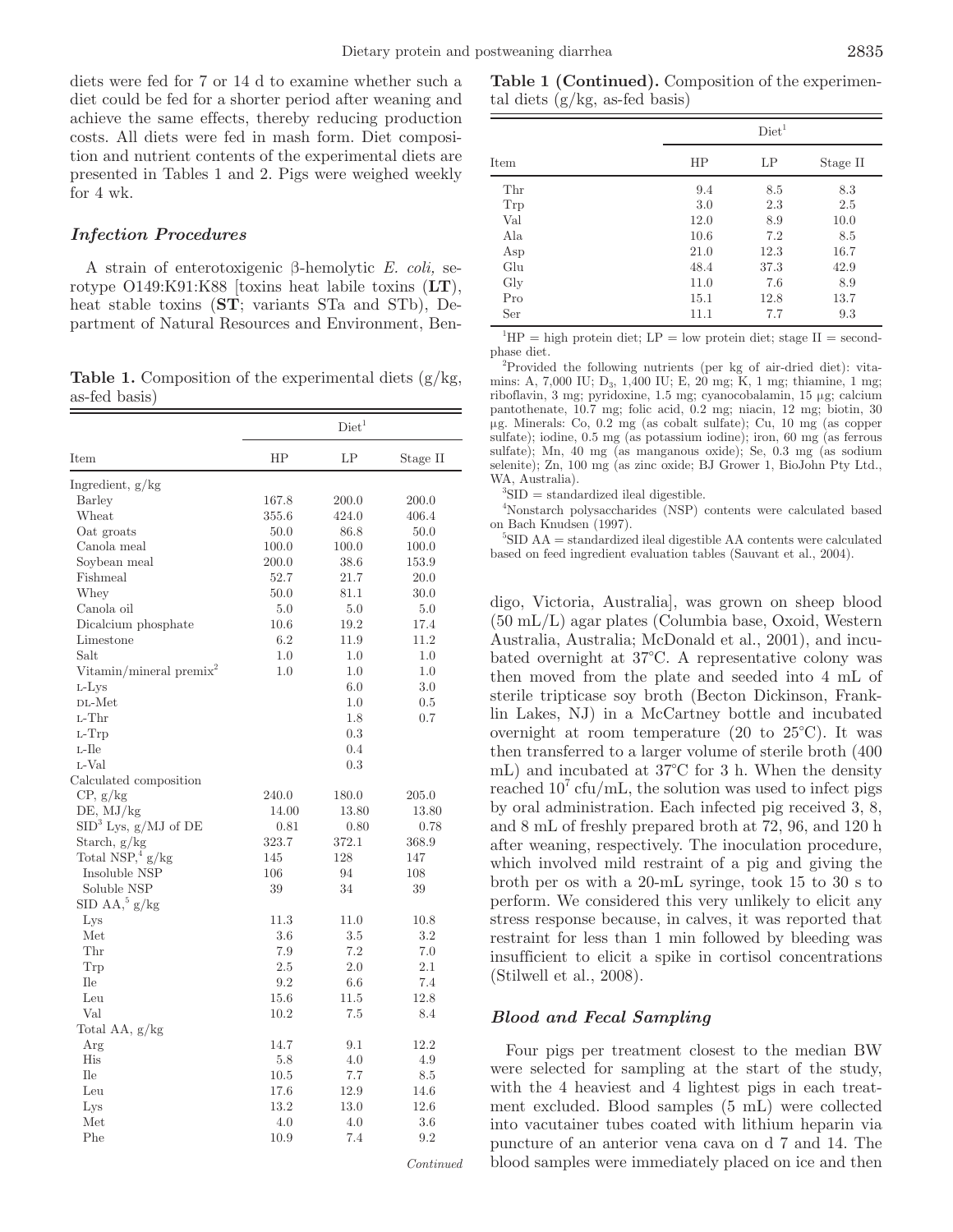diets were fed for 7 or 14 d to examine whether such a diet could be fed for a shorter period after weaning and achieve the same effects, thereby reducing production costs. All diets were fed in mash form. Diet composition and nutrient contents of the experimental diets are presented in Tables 1 and 2. Pigs were weighed weekly for 4 wk.

### *Infection Procedures*

A strain of enterotoxigenic β-hemolytic *E. coli,* serotype O149:K91:K88 [toxins heat labile toxins (**LT**), heat stable toxins (**ST**; variants STa and STb), Department of Natural Resources and Environment, Bendigo, Victoria, Australia], was grown on sheep blood (50 mL/L) agar plates (Columbia base, Oxoid, Western Australia, Australia; McDonald et al., 2001), and incubated overnight at 37°C. A representative colony was then moved from the plate and seeded into 4 mL of sterile tripticase soy broth (Becton Dickinson, Franklin Lakes, NJ) in a McCartney bottle and incubated overnight at room temperature (20 to 25°C). It was then transferred to a larger volume of sterile broth (400 mL) and incubated at 37°C for 3 h. When the density reached $10^7$ cfu/mL, the solution was used to infect pigs by oral administration. Each infected pig received 3, 8, and 8 mL of freshly prepared broth at 72, 96, and 120 h after weaning, respectively. The inoculation procedure, which involved mild restraint of a pig and giving the broth per os with a 20-mL syringe, took 15 to 30 s to perform. We considered this very unlikely to elicit any stress response because, in calves, it was reported that restraint for less than 1 min followed by bleeding was insufficient to elicit a spike in cortisol concentrations (Stilwell et al., 2008).

**Table 1.** Composition of the experimental diets (g/kg, as-fed basis)

| Item | Diet[1] HP | LP | Stage II |
|---|---|---|---|
| Ingredient, g/kg | | | |
| Barley | 167.8 | 200.0 | 200.0 |
| Wheat | 355.6 | 424.0 | 406.4 |
| Oat groats | 50.0 | 86.8 | 50.0 |
| Canola meal | 100.0 | 100.0 | 100.0 |
| Soybean meal | 200.0 | 38.6 | 153.9 |
| Fishmeal | 52.7 | 21.7 | 20.0 |
| Whey | 50.0 | 81.1 | 30.0 |
| Canola oil | 5.0 | 5.0 | 5.0 |
| Dicalcium phosphate | 10.6 | 19.2 | 17.4 |
| Limestone | 6.2 | 11.9 | 11.2 |
| Salt | 1.0 | 1.0 | 1.0 |
| Vitamin/mineral premix[2] | 1.0 | 1.0 | 1.0 |
| L-Lys | | 6.0 | 3.0 |
| DL-Met | | 1.0 | 0.5 |
| L-Thr | | 1.8 | 0.7 |
| L-Trp | | 0.3 | |
| L-Ile | | 0.4 | |
| L-Val | | 0.3 | |
| Calculated composition | | | |
| CP, g/kg | 240.0 | 180.0 | 205.0 |
| DE, MJ/kg | 14.00 | 13.80 | 13.80 |
| SID[3] Lys, g/MJ of DE | 0.81 | 0.80 | 0.78 |
| Starch, g/kg | 323.7 | 372.1 | 368.9 |
| Total NSP,[4] g/kg | 145 | 128 | 147 |
| Insoluble NSP | 106 | 94 | 108 |
| Soluble NSP | 39 | 34 | 39 |
| SID AA,[5] g/kg | | | |
| Lys | 11.3 | 11.0 | 10.8 |
| Met | 3.6 | 3.5 | 3.2 |
| Thr | 7.9 | 7.2 | 7.0 |
| Trp | 2.5 | 2.0 | 2.1 |
| Ile | 9.2 | 6.6 | 7.4 |
| Leu | 15.6 | 11.5 | 12.8 |
| Val | 10.2 | 7.5 | 8.4 |
| Total AA, g/kg | | | |
| Arg | 14.7 | 9.1 | 12.2 |
| His | 5.8 | 4.0 | 4.9 |
| Ile | 10.5 | 7.7 | 8.5 |
| Leu | 17.6 | 12.9 | 14.6 |
| Lys | 13.2 | 13.0 | 12.6 |
| Met | 4.0 | 4.0 | 3.6 |
| Phe | 10.9 | 7.4 | 9.2 |
| Thr | 9.4 | 8.5 | 8.3 |
| Trp | 3.0 | 2.3 | 2.5 |
| Val | 12.0 | 8.9 | 10.0 |
| Ala | 10.6 | 7.2 | 8.5 |
| Asp | 21.0 | 12.3 | 16.7 |
| Glu | 48.4 | 37.3 | 42.9 |
| Gly | 11.0 | 7.6 | 8.9 |
| Pro | 15.1 | 12.8 | 13.7 |
| Ser | 11.1 | 7.7 | 9.3 |

[1]HP = high protein diet; LP = low protein diet; stage II = second-phase diet.

[2]Provided the following nutrients (per kg of air-dried diet): vitamins: A, 7,000 IU; $D_3$, 1,400 IU; E, 20 mg; K, 1 mg; thiamine, 1 mg; riboflavin, 3 mg; pyridoxine, 1.5 mg; cyanocobalamin, 15 µg; calcium pantothenate, 10.7 mg; folic acid, 0.2 mg; niacin, 12 mg; biotin, 30 µg. Minerals: Co, 0.2 mg (as cobalt sulfate); Cu, 10 mg (as copper sulfate); iodine, 0.5 mg (as potassium iodine); iron, 60 mg (as ferrous sulfate); Mn, 40 mg (as manganous oxide); Se, 0.3 mg (as sodium selenite); Zn, 100 mg (as zinc oxide; BJ Grower 1, BioJohn Pty Ltd., WA, Australia).

[3]SID = standardized ileal digestible.

[4]Nonstarch polysaccharides (NSP) contents were calculated based on Bach Knudsen (1997).

[5]SID AA = standardized ileal digestible AA contents were calculated based on feed ingredient evaluation tables (Sauvant et al., 2004).

### *Blood and Fecal Sampling*

Four pigs per treatment closest to the median BW were selected for sampling at the start of the study, with the 4 heaviest and 4 lightest pigs in each treatment excluded. Blood samples (5 mL) were collected into vacutainer tubes coated with lithium heparin via puncture of an anterior vena cava on d 7 and 14. The blood samples were immediately placed on ice and then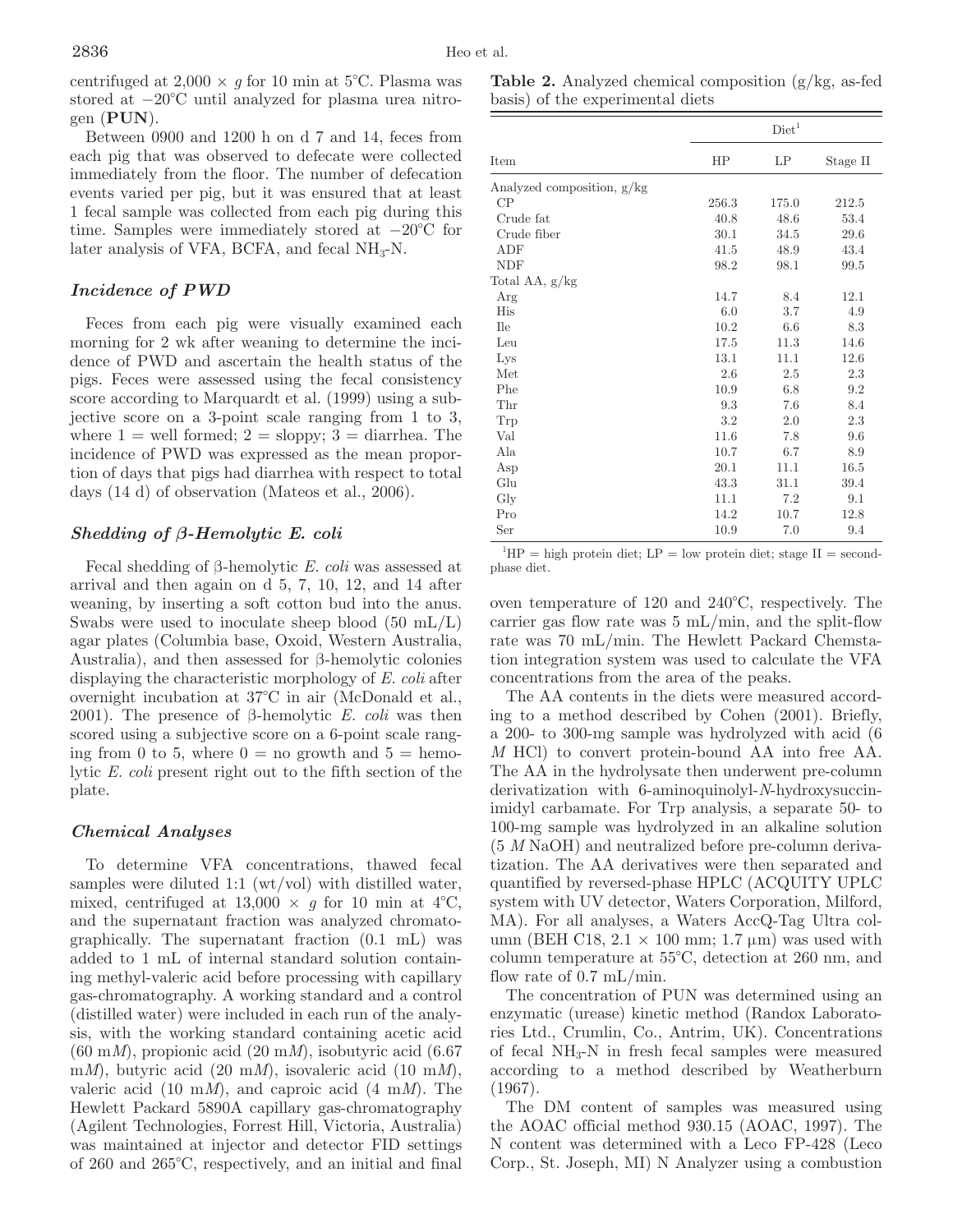centrifuged at 2,000 × *g* for 10 min at 5°C. Plasma was stored at −20°C until analyzed for plasma urea nitrogen (**PUN**).

Between 0900 and 1200 h on d 7 and 14, feces from each pig that was observed to defecate were collected immediately from the floor. The number of defecation events varied per pig, but it was ensured that at least 1 fecal sample was collected from each pig during this time. Samples were immediately stored at −20°C for later analysis of VFA, BCFA, and fecal $NH_3$-N.

### Incidence of PWD

Feces from each pig were visually examined each morning for 2 wk after weaning to determine the incidence of PWD and ascertain the health status of the pigs. Feces were assessed using the fecal consistency score according to Marquardt et al. (1999) using a subjective score on a 3-point scale ranging from 1 to 3, where 1 = well formed; 2 = sloppy; 3 = diarrhea. The incidence of PWD was expressed as the mean proportion of days that pigs had diarrhea with respect to total days (14 d) of observation (Mateos et al., 2006).

### Shedding of β-Hemolytic *E. coli*

Fecal shedding of β-hemolytic *E. coli* was assessed at arrival and then again on d 5, 7, 10, 12, and 14 after weaning, by inserting a soft cotton bud into the anus. Swabs were used to inoculate sheep blood (50 mL/L) agar plates (Columbia base, Oxoid, Western Australia, Australia), and then assessed for β-hemolytic colonies displaying the characteristic morphology of *E. coli* after overnight incubation at 37°C in air (McDonald et al., 2001). The presence of β-hemolytic *E. coli* was then scored using a subjective score on a 6-point scale ranging from 0 to 5, where 0 = no growth and 5 = hemolytic *E. coli* present right out to the fifth section of the plate.

### Chemical Analyses

To determine VFA concentrations, thawed fecal samples were diluted 1:1 (wt/vol) with distilled water, mixed, centrifuged at 13,000 × *g* for 10 min at 4°C, and the supernatant fraction was analyzed chromatographically. The supernatant fraction (0.1 mL) was added to 1 mL of internal standard solution containing methyl-valeric acid before processing with capillary gas-chromatography. A working standard and a control (distilled water) were included in each run of the analysis, with the working standard containing acetic acid (60 m*M*), propionic acid (20 m*M*), isobutyric acid (6.67 m*M*), butyric acid (20 m*M*), isovaleric acid (10 m*M*), valeric acid (10 m*M*), and caproic acid (4 m*M*). The Hewlett Packard 5890A capillary gas-chromatography (Agilent Technologies, Forrest Hill, Victoria, Australia) was maintained at injector and detector FID settings of 260 and 265°C, respectively, and an initial and final oven temperature of 120 and 240°C, respectively. The carrier gas flow rate was 5 mL/min, and the split-flow rate was 70 mL/min. The Hewlett Packard Chemstation integration system was used to calculate the VFA concentrations from the area of the peaks.

**Table 2.** Analyzed chemical composition (g/kg, as-fed basis) of the experimental diets

| Item | Diet[1] HP | LP | Stage II |
|---|---|---|---|
| Analyzed composition, g/kg | | | |
| CP | 256.3 | 175.0 | 212.5 |
| Crude fat | 40.8 | 48.6 | 53.4 |
| Crude fiber | 30.1 | 34.5 | 29.6 |
| ADF | 41.5 | 48.9 | 43.4 |
| NDF | 98.2 | 98.1 | 99.5 |
| Total AA, g/kg | | | |
| Arg | 14.7 | 8.4 | 12.1 |
| His | 6.0 | 3.7 | 4.9 |
| Ile | 10.2 | 6.6 | 8.3 |
| Leu | 17.5 | 11.3 | 14.6 |
| Lys | 13.1 | 11.1 | 12.6 |
| Met | 2.6 | 2.5 | 2.3 |
| Phe | 10.9 | 6.8 | 9.2 |
| Thr | 9.3 | 7.6 | 8.4 |
| Trp | 3.2 | 2.0 | 2.3 |
| Val | 11.6 | 7.8 | 9.6 |
| Ala | 10.7 | 6.7 | 8.9 |
| Asp | 20.1 | 11.1 | 16.5 |
| Glu | 43.3 | 31.1 | 39.4 |
| Gly | 11.1 | 7.2 | 9.1 |
| Pro | 14.2 | 10.7 | 12.8 |
| Ser | 10.9 | 7.0 | 9.4 |

[1]HP = high protein diet; LP = low protein diet; stage II = second-phase diet.

The AA contents in the diets were measured according to a method described by Cohen (2001). Briefly, a 200- to 300-mg sample was hydrolyzed with acid (6 *M* HCl) to convert protein-bound AA into free AA. The AA in the hydrolysate then underwent pre-column derivatization with 6-aminoquinolyl-*N*-hydroxysuccinimidyl carbamate. For Trp analysis, a separate 50- to 100-mg sample was hydrolyzed in an alkaline solution (5 *M* NaOH) and neutralized before pre-column derivatization. The AA derivatives were then separated and quantified by reversed-phase HPLC (ACQUITY UPLC system with UV detector, Waters Corporation, Milford, MA). For all analyses, a Waters AccQ-Tag Ultra column (BEH C18, 2.1 × 100 mm; 1.7 μm) was used with column temperature at 55°C, detection at 260 nm, and flow rate of 0.7 mL/min.

The concentration of PUN was determined using an enzymatic (urease) kinetic method (Randox Laboratories Ltd., Crumlin, Co., Antrim, UK). Concentrations of fecal $NH_3$-N in fresh fecal samples were measured according to a method described by Weatherburn (1967).

The DM content of samples was measured using the AOAC official method 930.15 (AOAC, 1997). The N content was determined with a Leco FP-428 (Leco Corp., St. Joseph, MI) N Analyzer using a combustion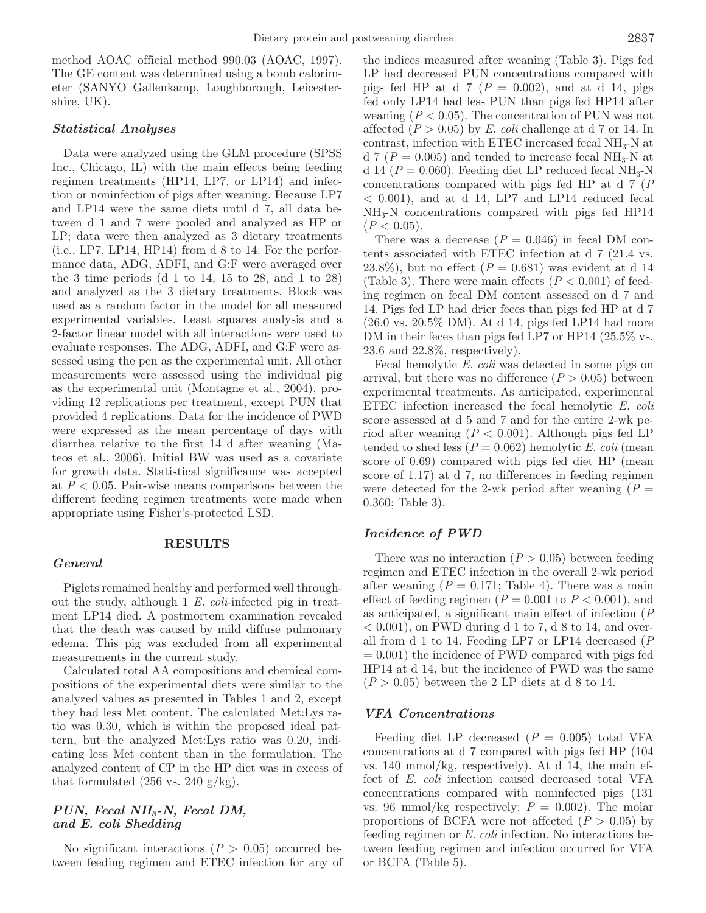method AOAC official method 990.03 (AOAC, 1997). The GE content was determined using a bomb calorimeter (SANYO Gallenkamp, Loughborough, Leicestershire, UK).

### *Statistical Analyses*

Data were analyzed using the GLM procedure (SPSS Inc., Chicago, IL) with the main effects being feeding regimen treatments (HP14, LP7, or LP14) and infection or noninfection of pigs after weaning. Because LP7 and LP14 were the same diets until d 7, all data between d 1 and 7 were pooled and analyzed as HP or LP; data were then analyzed as 3 dietary treatments (i.e., LP7, LP14, HP14) from d 8 to 14. For the performance data, ADG, ADFI, and G:F were averaged over the 3 time periods (d 1 to 14, 15 to 28, and 1 to 28) and analyzed as the 3 dietary treatments. Block was used as a random factor in the model for all measured experimental variables. Least squares analysis and a 2-factor linear model with all interactions were used to evaluate responses. The ADG, ADFI, and G:F were assessed using the pen as the experimental unit. All other measurements were assessed using the individual pig as the experimental unit (Montagne et al., 2004), providing 12 replications per treatment, except PUN that provided 4 replications. Data for the incidence of PWD were expressed as the mean percentage of days with diarrhea relative to the first 14 d after weaning (Mateos et al., 2006). Initial BW was used as a covariate for growth data. Statistical significance was accepted at $P < 0.05$. Pair-wise means comparisons between the different feeding regimen treatments were made when appropriate using Fisher's-protected LSD.

## RESULTS

### *General*

Piglets remained healthy and performed well throughout the study, although 1 *E. coli*-infected pig in treatment LP14 died. A postmortem examination revealed that the death was caused by mild diffuse pulmonary edema. This pig was excluded from all experimental measurements in the current study.

Calculated total AA compositions and chemical compositions of the experimental diets were similar to the analyzed values as presented in Tables 1 and 2, except they had less Met content. The calculated Met:Lys ratio was 0.30, which is within the proposed ideal pattern, but the analyzed Met:Lys ratio was 0.20, indicating less Met content than in the formulation. The analyzed content of CP in the HP diet was in excess of that formulated (256 vs. 240 g/kg).

### *PUN, Fecal $NH_3$-N, Fecal DM, and E. coli Shedding*

No significant interactions ($P > 0.05$) occurred between feeding regimen and ETEC infection for any of the indices measured after weaning (Table 3). Pigs fed LP had decreased PUN concentrations compared with pigs fed HP at d 7 ($P = 0.002$), and at d 14, pigs fed only LP14 had less PUN than pigs fed HP14 after weaning ($P < 0.05$). The concentration of PUN was not affected ($P > 0.05$) by *E. coli* challenge at d 7 or 14. In contrast, infection with ETEC increased fecal $NH_3$-N at d 7 ($P = 0.005$) and tended to increase fecal $NH_3$-N at d 14 ($P = 0.060$). Feeding diet LP reduced fecal $NH_3$-N concentrations compared with pigs fed HP at d 7 ($P < 0.001$), and at d 14, LP7 and LP14 reduced fecal $NH_3$-N concentrations compared with pigs fed HP14 ($P < 0.05$).

There was a decrease ($P = 0.046$) in fecal DM contents associated with ETEC infection at d 7 (21.4 vs. 23.8%), but no effect ($P = 0.681$) was evident at d 14 (Table 3). There were main effects ($P < 0.001$) of feeding regimen on fecal DM content assessed on d 7 and 14. Pigs fed LP had drier feces than pigs fed HP at d 7 (26.0 vs. 20.5% DM). At d 14, pigs fed LP14 had more DM in their feces than pigs fed LP7 or HP14 (25.5% vs. 23.6 and 22.8%, respectively).

Fecal hemolytic *E. coli* was detected in some pigs on arrival, but there was no difference ($P > 0.05$) between experimental treatments. As anticipated, experimental ETEC infection increased the fecal hemolytic *E. coli* score assessed at d 5 and 7 and for the entire 2-wk period after weaning ($P < 0.001$). Although pigs fed LP tended to shed less ($P = 0.062$) hemolytic *E. coli* (mean score of 0.69) compared with pigs fed diet HP (mean score of 1.17) at d 7, no differences in feeding regimen were detected for the 2-wk period after weaning ($P = 0.360$; Table 3).

### *Incidence of PWD*

There was no interaction ($P > 0.05$) between feeding regimen and ETEC infection in the overall 2-wk period after weaning ($P = 0.171$; Table 4). There was a main effect of feeding regimen ($P = 0.001$ to $P < 0.001$), and as anticipated, a significant main effect of infection ($P < 0.001$), on PWD during d 1 to 7, d 8 to 14, and overall from d 1 to 14. Feeding LP7 or LP14 decreased ($P = 0.001$) the incidence of PWD compared with pigs fed HP14 at d 14, but the incidence of PWD was the same ($P > 0.05$) between the 2 LP diets at d 8 to 14.

### *VFA Concentrations*

Feeding diet LP decreased ($P = 0.005$) total VFA concentrations at d 7 compared with pigs fed HP (104 vs. 140 mmol/kg, respectively). At d 14, the main effect of *E. coli* infection caused decreased total VFA concentrations compared with noninfected pigs (131 vs. 96 mmol/kg respectively; $P = 0.002$). The molar proportions of BCFA were not affected ($P > 0.05$) by feeding regimen or *E. coli* infection. No interactions between feeding regimen and infection occurred for VFA or BCFA (Table 5).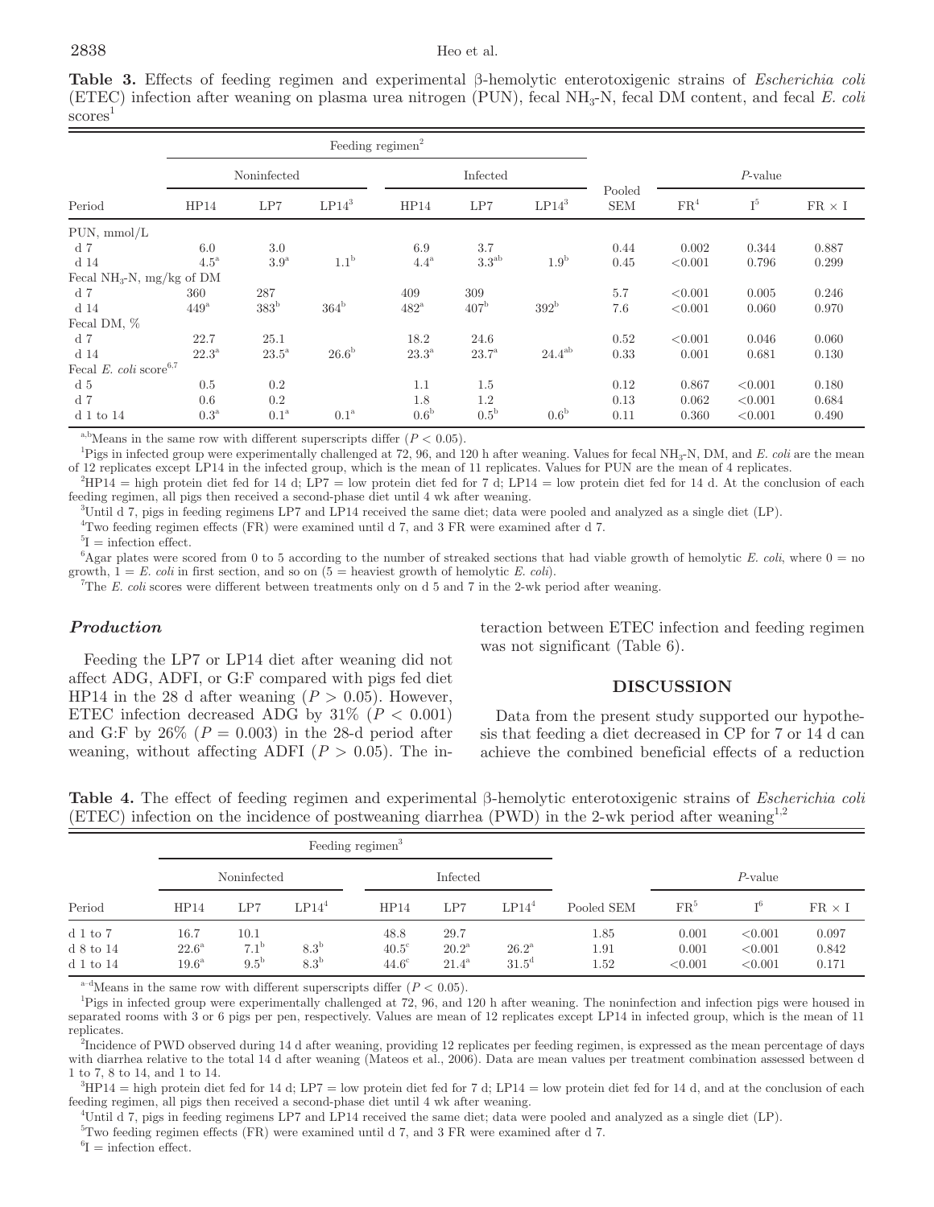**Table 3.** Effects of feeding regimen and experimental β-hemolytic enterotoxigenic strains of *Escherichia coli* (ETEC) infection after weaning on plasma urea nitrogen (PUN), fecal $NH_3$-N, fecal DM content, and fecal *E. coli* scores[1]

| | Feeding regimen[2] | | | | | | | | | |
|---|---|---|---|---|---|---|---|---|---|---|
| | Noninfected | | | Infected | | | | *P*-value | | |
| Period | HP14 | LP7 | LP14[3] | HP14 | LP7 | LP14[3] | Pooled SEM | FR[4] | I[5] | FR × I |
| PUN, mmol/L | | | | | | | | | | |
| d 7 | 6.0 | 3.0 | | 6.9 | 3.7 | | 0.44 | 0.002 | 0.344 | 0.887 |
| d 14 | 4.5[a] | 3.9[a] | 1.1[b] | 4.4[a] | 3.3[ab] | 1.9[b] | 0.45 | <0.001 | 0.796 | 0.299 |
| Fecal $NH_3$-N, mg/kg of DM | | | | | | | | | | |
| d 7 | 360 | 287 | | 409 | 309 | | 5.7 | <0.001 | 0.005 | 0.246 |
| d 14 | 449[a] | 383[b] | 364[b] | 482[a] | 407[b] | 392[b] | 7.6 | <0.001 | 0.060 | 0.970 |
| Fecal DM, % | | | | | | | | | | |
| d 7 | 22.7 | 25.1 | | 18.2 | 24.6 | | 0.52 | <0.001 | 0.046 | 0.060 |
| d 14 | 22.3[a] | 23.5[a] | 26.6[b] | 23.3[a] | 23.7[a] | 24.4[ab] | 0.33 | 0.001 | 0.681 | 0.130 |
| Fecal *E. coli* score[6,7] | | | | | | | | | | |
| d 5 | 0.5 | 0.2 | | 1.1 | 1.5 | | 0.12 | 0.867 | <0.001 | 0.180 |
| d 7 | 0.6 | 0.2 | | 1.8 | 1.2 | | 0.13 | 0.062 | <0.001 | 0.684 |
| d 1 to 14 | 0.3[a] | 0.1[a] | 0.1[a] | 0.6[b] | 0.5[b] | 0.6[b] | 0.11 | 0.360 | <0.001 | 0.490 |

[a,b]Means in the same row with different superscripts differ ($P < 0.05$).

[1]Pigs in infected group were experimentally challenged at 72, 96, and 120 h after weaning. Values for fecal $NH_3$-N, DM, and *E. coli* are the mean of 12 replicates except LP14 in the infected group, which is the mean of 11 replicates. Values for PUN are the mean of 4 replicates.

[2]HP14 = high protein diet fed for 14 d; LP7 = low protein diet fed for 7 d; LP14 = low protein diet fed for 14 d. At the conclusion of each feeding regimen, all pigs then received a second-phase diet until 4 wk after weaning.

[3]Until d 7, pigs in feeding regimens LP7 and LP14 received the same diet; data were pooled and analyzed as a single diet (LP).

[4]Two feeding regimen effects (FR) were examined until d 7, and 3 FR were examined after d 7.

[5]I = infection effect.

[6]Agar plates were scored from 0 to 5 according to the number of streaked sections that had viable growth of hemolytic *E. coli*, where 0 = no growth, 1 = *E. coli* in first section, and so on (5 = heaviest growth of hemolytic *E. coli*).

[7]The *E. coli* scores were different between treatments only on d 5 and 7 in the 2-wk period after weaning.

### Production

Feeding the LP7 or LP14 diet after weaning did not affect ADG, ADFI, or G:F compared with pigs fed diet HP14 in the 28 d after weaning ($P > 0.05$). However, ETEC infection decreased ADG by 31% ($P < 0.001$) and G:F by 26% ($P = 0.003$) in the 28-d period after weaning, without affecting ADFI ($P > 0.05$). The interaction between ETEC infection and feeding regimen was not significant (Table 6).

## DISCUSSION

Data from the present study supported our hypothesis that feeding a diet decreased in CP for 7 or 14 d can achieve the combined beneficial effects of a reduction

**Table 4.** The effect of feeding regimen and experimental β-hemolytic enterotoxigenic strains of *Escherichia coli* (ETEC) infection on the incidence of postweaning diarrhea (PWD) in the 2-wk period after weaning[1,2]

| | Feeding regimen[3] | | | | | | | | | |
|---|---|---|---|---|---|---|---|---|---|---|
| | Noninfected | | | Infected | | | | *P*-value | | |
| Period | HP14 | LP7 | LP14[4] | HP14 | LP7 | LP14[4] | Pooled SEM | FR[5] | I[6] | FR × I |
| d 1 to 7 | 16.7 | 10.1 | | 48.8 | 29.7 | | 1.85 | 0.001 | <0.001 | 0.097 |
| d 8 to 14 | 22.6[a] | 7.1[b] | 8.3[b] | 40.5[c] | 20.2[a] | 26.2[a] | 1.91 | 0.001 | <0.001 | 0.842 |
| d 1 to 14 | 19.6[a] | 9.5[b] | 8.3[b] | 44.6[c] | 21.4[a] | 31.5[d] | 1.52 | <0.001 | <0.001 | 0.171 |

[a–d]Means in the same row with different superscripts differ ($P < 0.05$).

[1]Pigs in infected group were experimentally challenged at 72, 96, and 120 h after weaning. The noninfection and infection pigs were housed in separated rooms with 3 or 6 pigs per pen, respectively. Values are mean of 12 replicates except LP14 in infected group, which is the mean of 11 replicates.

[2]Incidence of PWD observed during 14 d after weaning, providing 12 replicates per feeding regimen, is expressed as the mean percentage of days with diarrhea relative to the total 14 d after weaning (Mateos et al., 2006). Data are mean values per treatment combination assessed between d 1 to 7, 8 to 14, and 1 to 14.

[3]HP14 = high protein diet fed for 14 d; LP7 = low protein diet fed for 7 d; LP14 = low protein diet fed for 14 d, and at the conclusion of each feeding regimen, all pigs then received a second-phase diet until 4 wk after weaning.

[4]Until d 7, pigs in feeding regimens LP7 and LP14 received the same diet; data were pooled and analyzed as a single diet (LP).

[5]Two feeding regimen effects (FR) were examined until d 7, and 3 FR were examined after d 7.

[6]I = infection effect.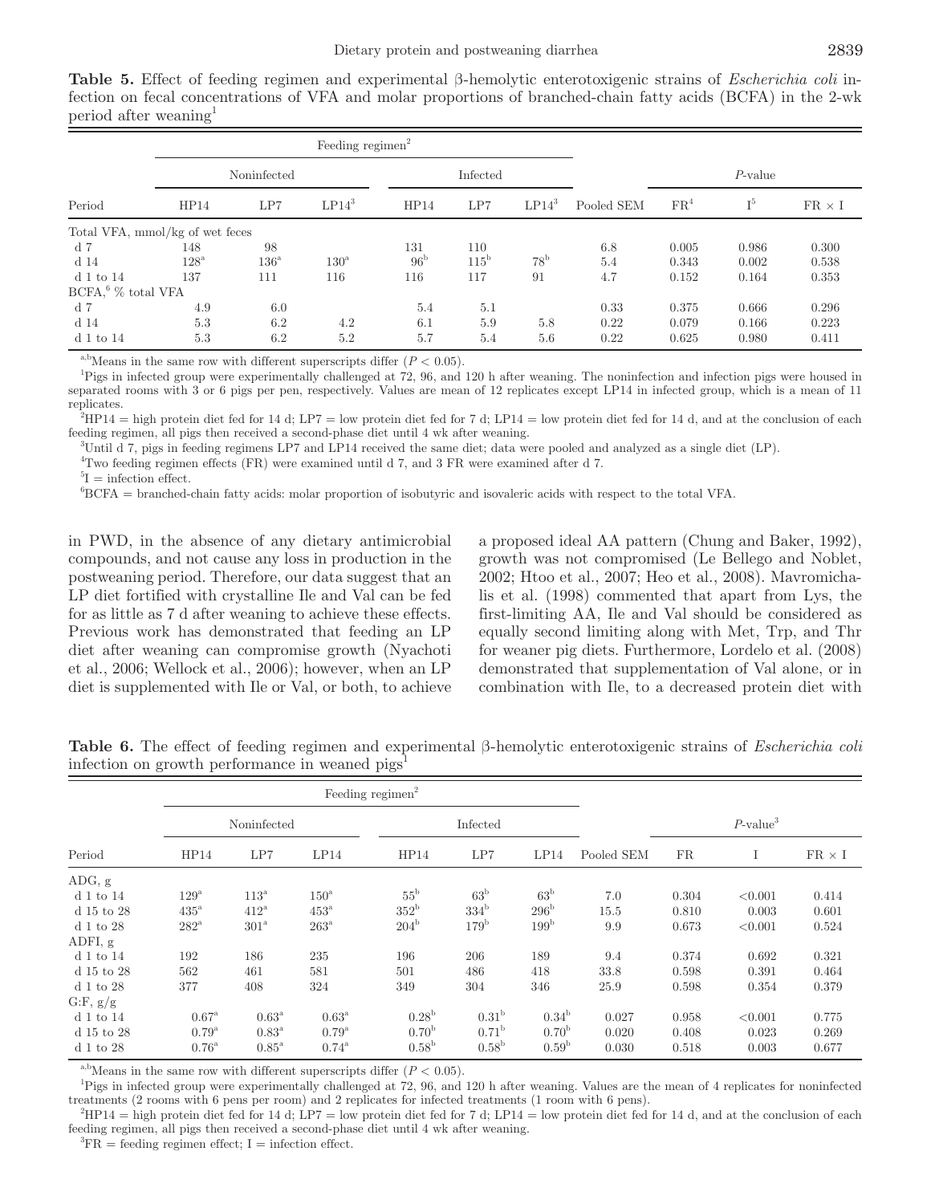**Table 5.** Effect of feeding regimen and experimental β-hemolytic enterotoxigenic strains of *Escherichia coli* infection on fecal concentrations of VFA and molar proportions of branched-chain fatty acids (BCFA) in the 2-wk period after weaning[1]

| | Feeding regimen[2] | | | | | | | | | |
|---|---|---|---|---|---|---|---|---|---|---|
| | Noninfected | | | Infected | | | | *P*-value | | |
| Period | HP14 | LP7 | LP14[3] | HP14 | LP7 | LP14[3] | Pooled SEM | FR[4] | I[5] | FR × I |
| Total VFA, mmol/kg of wet feces | | | | | | | | | | |
| d 7 | 148 | 98 | | 131 | 110 | | 6.8 | 0.005 | 0.986 | 0.300 |
| d 14 | 128[a] | 136[a] | 130[a] | 96[b] | 115[b] | 78[b] | 5.4 | 0.343 | 0.002 | 0.538 |
| d 1 to 14 | 137 | 111 | 116 | 116 | 117 | 91 | 4.7 | 0.152 | 0.164 | 0.353 |
| BCFA,[6] % total VFA | | | | | | | | | | |
| d 7 | 4.9 | 6.0 | | 5.4 | 5.1 | | 0.33 | 0.375 | 0.666 | 0.296 |
| d 14 | 5.3 | 6.2 | 4.2 | 6.1 | 5.9 | 5.8 | 0.22 | 0.079 | 0.166 | 0.223 |
| d 1 to 14 | 5.3 | 6.2 | 5.2 | 5.7 | 5.4 | 5.6 | 0.22 | 0.625 | 0.980 | 0.411 |

[a,b]Means in the same row with different superscripts differ ($P < 0.05$).

[1]Pigs in infected group were experimentally challenged at 72, 96, and 120 h after weaning. The noninfection and infection pigs were housed in separated rooms with 3 or 6 pigs per pen, respectively. Values are mean of 12 replicates except LP14 in infected group, which is a mean of 11 replicates.

[2]HP14 = high protein diet fed for 14 d; LP7 = low protein diet fed for 7 d; LP14 = low protein diet fed for 14 d, and at the conclusion of each feeding regimen, all pigs then received a second-phase diet until 4 wk after weaning.

[3]Until d 7, pigs in feeding regimens LP7 and LP14 received the same diet; data were pooled and analyzed as a single diet (LP).

[4]Two feeding regimen effects (FR) were examined until d 7, and 3 FR were examined after d 7.

[5]I = infection effect.

[6]BCFA = branched-chain fatty acids: molar proportion of isobutyric and isovaleric acids with respect to the total VFA.

in PWD, in the absence of any dietary antimicrobial compounds, and not cause any loss in production in the postweaning period. Therefore, our data suggest that an LP diet fortified with crystalline Ile and Val can be fed for as little as 7 d after weaning to achieve these effects. Previous work has demonstrated that feeding an LP diet after weaning can compromise growth (Nyachoti et al., 2006; Wellock et al., 2006); however, when an LP diet is supplemented with Ile or Val, or both, to achieve a proposed ideal AA pattern (Chung and Baker, 1992), growth was not compromised (Le Bellego and Noblet, 2002; Htoo et al., 2007; Heo et al., 2008). Mavromichalis et al. (1998) commented that apart from Lys, the first-limiting AA, Ile and Val should be considered as equally second limiting along with Met, Trp, and Thr for weaner pig diets. Furthermore, Lordelo et al. (2008) demonstrated that supplementation of Val alone, or in combination with Ile, to a decreased protein diet with

**Table 6.** The effect of feeding regimen and experimental β-hemolytic enterotoxigenic strains of *Escherichia coli* infection on growth performance in weaned pigs[1]

| | Feeding regimen[2] | | | | | | | | | |
|---|---|---|---|---|---|---|---|---|---|---|
| | Noninfected | | | Infected | | | | *P*-value[3] | | |
| Period | HP14 | LP7 | LP14 | HP14 | LP7 | LP14 | Pooled SEM | FR | I | FR × I |
| ADG, g | | | | | | | | | | |
| d 1 to 14 | 129[a] | 113[a] | 150[a] | 55[b] | 63[b] | 63[b] | 7.0 | 0.304 | <0.001 | 0.414 |
| d 15 to 28 | 435[a] | 412[a] | 453[a] | 352[b] | 334[b] | 296[b] | 15.5 | 0.810 | 0.003 | 0.601 |
| d 1 to 28 | 282[a] | 301[a] | 263[a] | 204[b] | 179[b] | 199[b] | 9.9 | 0.673 | <0.001 | 0.524 |
| ADFI, g | | | | | | | | | | |
| d 1 to 14 | 192 | 186 | 235 | 196 | 206 | 189 | 9.4 | 0.374 | 0.692 | 0.321 |
| d 15 to 28 | 562 | 461 | 581 | 501 | 486 | 418 | 33.8 | 0.598 | 0.391 | 0.464 |
| d 1 to 28 | 377 | 408 | 324 | 349 | 304 | 346 | 25.9 | 0.598 | 0.354 | 0.379 |
| G:F, g/g | | | | | | | | | | |
| d 1 to 14 | 0.67[a] | 0.63[a] | 0.63[a] | 0.28[b] | 0.31[b] | 0.34[b] | 0.027 | 0.958 | <0.001 | 0.775 |
| d 15 to 28 | 0.79[a] | 0.83[a] | 0.79[a] | 0.70[b] | 0.71[b] | 0.70[b] | 0.020 | 0.408 | 0.023 | 0.269 |
| d 1 to 28 | 0.76[a] | 0.85[a] | 0.74[a] | 0.58[b] | 0.58[b] | 0.59[b] | 0.030 | 0.518 | 0.003 | 0.677 |

[a,b]Means in the same row with different superscripts differ ($P < 0.05$).

[1]Pigs in infected group were experimentally challenged at 72, 96, and 120 h after weaning. Values are the mean of 4 replicates for noninfected treatments (2 rooms with 6 pens per room) and 2 replicates for infected treatments (1 room with 6 pens).

[2]HP14 = high protein diet fed for 14 d; LP7 = low protein diet fed for 7 d; LP14 = low protein diet fed for 14 d, and at the conclusion of each feeding regimen, all pigs then received a second-phase diet until 4 wk after weaning.

[3]FR = feeding regimen effect; I = infection effect.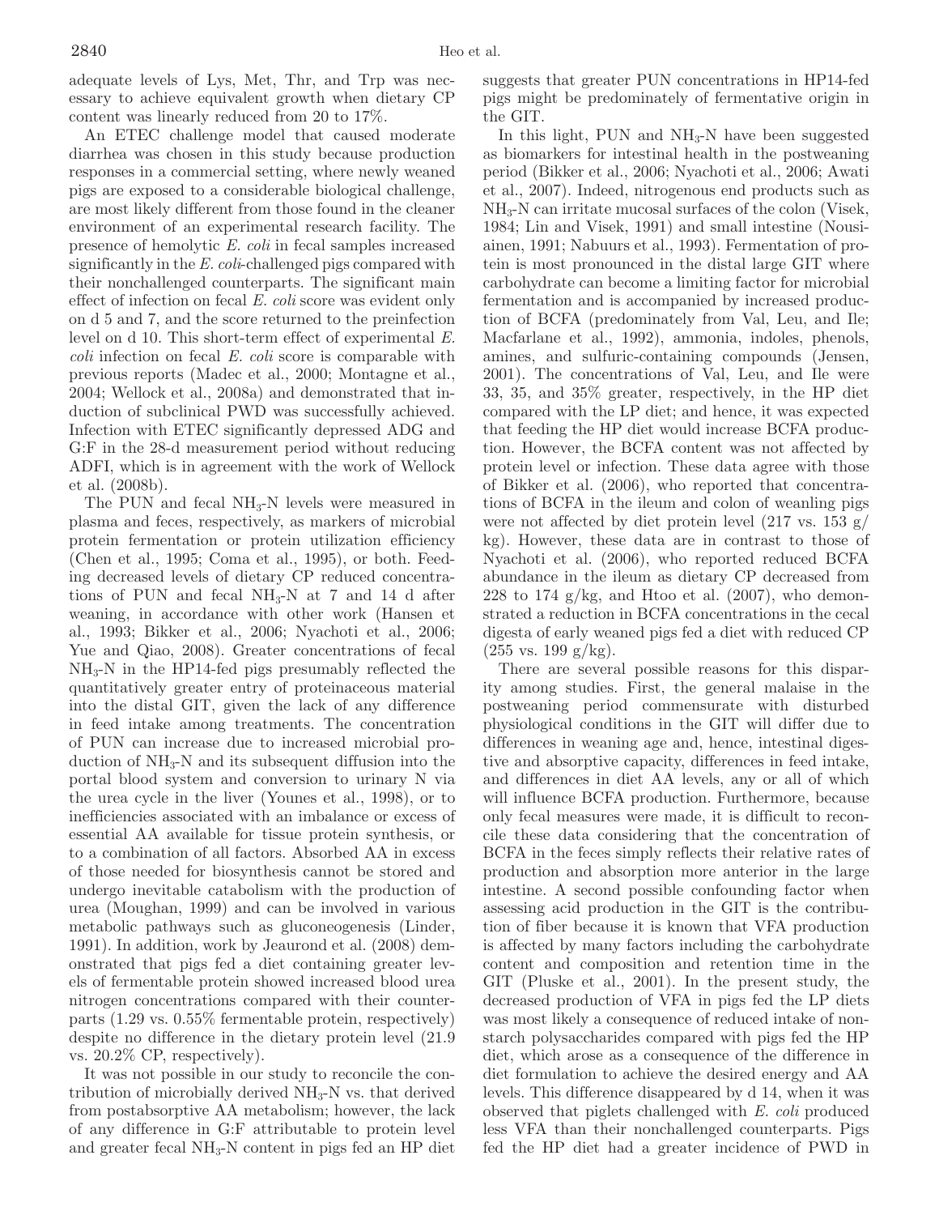adequate levels of Lys, Met, Thr, and Trp was necessary to achieve equivalent growth when dietary CP content was linearly reduced from 20 to 17%.

An ETEC challenge model that caused moderate diarrhea was chosen in this study because production responses in a commercial setting, where newly weaned pigs are exposed to a considerable biological challenge, are most likely different from those found in the cleaner environment of an experimental research facility. The presence of hemolytic *E. coli* in fecal samples increased significantly in the *E. coli*-challenged pigs compared with their nonchallenged counterparts. The significant main effect of infection on fecal *E. coli* score was evident only on d 5 and 7, and the score returned to the preinfection level on d 10. This short-term effect of experimental *E. coli* infection on fecal *E. coli* score is comparable with previous reports (Madec et al., 2000; Montagne et al., 2004; Wellock et al., 2008a) and demonstrated that induction of subclinical PWD was successfully achieved. Infection with ETEC significantly depressed ADG and G:F in the 28-d measurement period without reducing ADFI, which is in agreement with the work of Wellock et al. (2008b).

The PUN and fecal $NH_3$-N levels were measured in plasma and feces, respectively, as markers of microbial protein fermentation or protein utilization efficiency (Chen et al., 1995; Coma et al., 1995), or both. Feeding decreased levels of dietary CP reduced concentrations of PUN and fecal $NH_3$-N at 7 and 14 d after weaning, in accordance with other work (Hansen et al., 1993; Bikker et al., 2006; Nyachoti et al., 2006; Yue and Qiao, 2008). Greater concentrations of fecal $NH_3$-N in the HP14-fed pigs presumably reflected the quantitatively greater entry of proteinaceous material into the distal GIT, given the lack of any difference in feed intake among treatments. The concentration of PUN can increase due to increased microbial production of $NH_3$-N and its subsequent diffusion into the portal blood system and conversion to urinary N via the urea cycle in the liver (Younes et al., 1998), or to inefficiencies associated with an imbalance or excess of essential AA available for tissue protein synthesis, or to a combination of all factors. Absorbed AA in excess of those needed for biosynthesis cannot be stored and undergo inevitable catabolism with the production of urea (Moughan, 1999) and can be involved in various metabolic pathways such as gluconeogenesis (Linder, 1991). In addition, work by Jeaurond et al. (2008) demonstrated that pigs fed a diet containing greater levels of fermentable protein showed increased blood urea nitrogen concentrations compared with their counterparts (1.29 vs. 0.55% fermentable protein, respectively) despite no difference in the dietary protein level (21.9 vs. 20.2% CP, respectively).

It was not possible in our study to reconcile the contribution of microbially derived $NH_3$-N vs. that derived from postabsorptive AA metabolism; however, the lack of any difference in G:F attributable to protein level and greater fecal $NH_3$-N content in pigs fed an HP diet suggests that greater PUN concentrations in HP14-fed pigs might be predominately of fermentative origin in the GIT.

In this light, PUN and $NH_3$-N have been suggested as biomarkers for intestinal health in the postweaning period (Bikker et al., 2006; Nyachoti et al., 2006; Awati et al., 2007). Indeed, nitrogenous end products such as $NH_3$-N can irritate mucosal surfaces of the colon (Visek, 1984; Lin and Visek, 1991) and small intestine (Nousiainen, 1991; Nabuurs et al., 1993). Fermentation of protein is most pronounced in the distal large GIT where carbohydrate can become a limiting factor for microbial fermentation and is accompanied by increased production of BCFA (predominately from Val, Leu, and Ile; Macfarlane et al., 1992), ammonia, indoles, phenols, amines, and sulfuric-containing compounds (Jensen, 2001). The concentrations of Val, Leu, and Ile were 33, 35, and 35% greater, respectively, in the HP diet compared with the LP diet; and hence, it was expected that feeding the HP diet would increase BCFA production. However, the BCFA content was not affected by protein level or infection. These data agree with those of Bikker et al. (2006), who reported that concentrations of BCFA in the ileum and colon of weanling pigs were not affected by diet protein level (217 vs. 153 g/kg). However, these data are in contrast to those of Nyachoti et al. (2006), who reported reduced BCFA abundance in the ileum as dietary CP decreased from 228 to 174 g/kg, and Htoo et al. (2007), who demonstrated a reduction in BCFA concentrations in the cecal digesta of early weaned pigs fed a diet with reduced CP (255 vs. 199 g/kg).

There are several possible reasons for this disparity among studies. First, the general malaise in the postweaning period commensurate with disturbed physiological conditions in the GIT will differ due to differences in weaning age and, hence, intestinal digestive and absorptive capacity, differences in feed intake, and differences in diet AA levels, any or all of which will influence BCFA production. Furthermore, because only fecal measures were made, it is difficult to reconcile these data considering that the concentration of BCFA in the feces simply reflects their relative rates of production and absorption more anterior in the large intestine. A second possible confounding factor when assessing acid production in the GIT is the contribution of fiber because it is known that VFA production is affected by many factors including the carbohydrate content and composition and retention time in the GIT (Pluske et al., 2001). In the present study, the decreased production of VFA in pigs fed the LP diets was most likely a consequence of reduced intake of nonstarch polysaccharides compared with pigs fed the HP diet, which arose as a consequence of the difference in diet formulation to achieve the desired energy and AA levels. This difference disappeared by d 14, when it was observed that piglets challenged with *E. coli* produced less VFA than their nonchallenged counterparts. Pigs fed the HP diet had a greater incidence of PWD in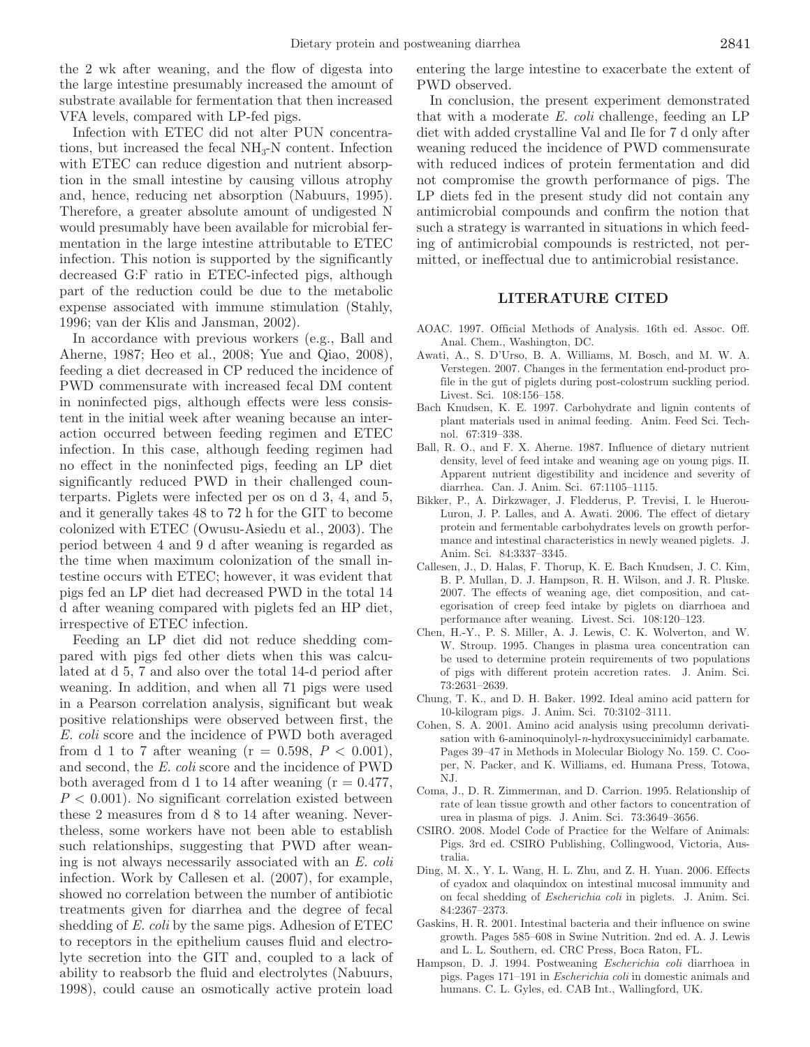the 2 wk after weaning, and the flow of digesta into the large intestine presumably increased the amount of substrate available for fermentation that then increased VFA levels, compared with LP-fed pigs.

Infection with ETEC did not alter PUN concentrations, but increased the fecal $NH_3$-N content. Infection with ETEC can reduce digestion and nutrient absorption in the small intestine by causing villous atrophy and, hence, reducing net absorption (Nabuurs, 1995). Therefore, a greater absolute amount of undigested N would presumably have been available for microbial fermentation in the large intestine attributable to ETEC infection. This notion is supported by the significantly decreased G:F ratio in ETEC-infected pigs, although part of the reduction could be due to the metabolic expense associated with immune stimulation (Stahly, 1996; van der Klis and Jansman, 2002).

In accordance with previous workers (e.g., Ball and Aherne, 1987; Heo et al., 2008; Yue and Qiao, 2008), feeding a diet decreased in CP reduced the incidence of PWD commensurate with increased fecal DM content in noninfected pigs, although effects were less consistent in the initial week after weaning because an interaction occurred between feeding regimen and ETEC infection. In this case, although feeding regimen had no effect in the noninfected pigs, feeding an LP diet significantly reduced PWD in their challenged counterparts. Piglets were infected per os on d 3, 4, and 5, and it generally takes 48 to 72 h for the GIT to become colonized with ETEC (Owusu-Asiedu et al., 2003). The period between 4 and 9 d after weaning is regarded as the time when maximum colonization of the small intestine occurs with ETEC; however, it was evident that pigs fed an LP diet had decreased PWD in the total 14 d after weaning compared with piglets fed an HP diet, irrespective of ETEC infection.

Feeding an LP diet did not reduce shedding compared with pigs fed other diets when this was calculated at d 5, 7 and also over the total 14-d period after weaning. In addition, and when all 71 pigs were used in a Pearson correlation analysis, significant but weak positive relationships were observed between first, the *E. coli* score and the incidence of PWD both averaged from d 1 to 7 after weaning ($r = 0.598$, $P < 0.001$), and second, the *E. coli* score and the incidence of PWD both averaged from d 1 to 14 after weaning ($r = 0.477$, $P < 0.001$). No significant correlation existed between these 2 measures from d 8 to 14 after weaning. Nevertheless, some workers have not been able to establish such relationships, suggesting that PWD after weaning is not always necessarily associated with an *E. coli* infection. Work by Callesen et al. (2007), for example, showed no correlation between the number of antibiotic treatments given for diarrhea and the degree of fecal shedding of *E. coli* by the same pigs. Adhesion of ETEC to receptors in the epithelium causes fluid and electrolyte secretion into the GIT and, coupled to a lack of ability to reabsorb the fluid and electrolytes (Nabuurs, 1998), could cause an osmotically active protein load entering the large intestine to exacerbate the extent of PWD observed.

In conclusion, the present experiment demonstrated that with a moderate *E. coli* challenge, feeding an LP diet with added crystalline Val and Ile for 7 d only after weaning reduced the incidence of PWD commensurate with reduced indices of protein fermentation and did not compromise the growth performance of pigs. The LP diets fed in the present study did not contain any antimicrobial compounds and confirm the notion that such a strategy is warranted in situations in which feeding of antimicrobial compounds is restricted, not permitted, or ineffectual due to antimicrobial resistance.

## LITERATURE CITED

AOAC. 1997. Official Methods of Analysis. 16th ed. Assoc. Off. Anal. Chem., Washington, DC.

Awati, A., S. D'Urso, B. A. Williams, M. Bosch, and M. W. A. Verstegen. 2007. Changes in the fermentation end-product profile in the gut of piglets during post-colostrum suckling period. Livest. Sci. 108:156–158.

Bach Knudsen, K. E. 1997. Carbohydrate and lignin contents of plant materials used in animal feeding. Anim. Feed Sci. Technol. 67:319–338.

Ball, R. O., and F. X. Aherne. 1987. Influence of dietary nutrient density, level of feed intake and weaning age on young pigs. II. Apparent nutrient digestibility and incidence and severity of diarrhea. Can. J. Anim. Sci. 67:1105–1115.

Bikker, P., A. Dirkzwager, J. Fledderus, P. Trevisi, I. le Huerou-Luron, J. P. Lalles, and A. Awati. 2006. The effect of dietary protein and fermentable carbohydrates levels on growth performance and intestinal characteristics in newly weaned piglets. J. Anim. Sci. 84:3337–3345.

Callesen, J., D. Halas, F. Thorup, K. E. Bach Knudsen, J. C. Kim, B. P. Mullan, D. J. Hampson, R. H. Wilson, and J. R. Pluske. 2007. The effects of weaning age, diet composition, and categorisation of creep feed intake by piglets on diarrhoea and performance after weaning. Livest. Sci. 108:120–123.

Chen, H.-Y., P. S. Miller, A. J. Lewis, C. K. Wolverton, and W. W. Stroup. 1995. Changes in plasma urea concentration can be used to determine protein requirements of two populations of pigs with different protein accretion rates. J. Anim. Sci. 73:2631–2639.

Chung, T. K., and D. H. Baker. 1992. Ideal amino acid pattern for 10-kilogram pigs. J. Anim. Sci. 70:3102–3111.

Cohen, S. A. 2001. Amino acid analysis using precolumn derivatisation with 6-aminoquinolyl-*n*-hydroxysuccinimidyl carbamate. Pages 39–47 in Methods in Molecular Biology No. 159. C. Cooper, N. Packer, and K. Williams, ed. Humana Press, Totowa, NJ.

Coma, J., D. R. Zimmerman, and D. Carrion. 1995. Relationship of rate of lean tissue growth and other factors to concentration of urea in plasma of pigs. J. Anim. Sci. 73:3649–3656.

CSIRO. 2008. Model Code of Practice for the Welfare of Animals: Pigs. 3rd ed. CSIRO Publishing, Collingwood, Victoria, Australia.

Ding, M. X., Y. L. Wang, H. L. Zhu, and Z. H. Yuan. 2006. Effects of cyadox and olaquindox on intestinal mucosal immunity and on fecal shedding of *Escherichia coli* in piglets. J. Anim. Sci. 84:2367–2373.

Gaskins, H. R. 2001. Intestinal bacteria and their influence on swine growth. Pages 585–608 in Swine Nutrition. 2nd ed. A. J. Lewis and L. L. Southern, ed. CRC Press, Boca Raton, FL.

Hampson, D. J. 1994. Postweaning *Escherichia coli* diarrhoea in pigs. Pages 171–191 in *Escherichia coli* in domestic animals and humans. C. L. Gyles, ed. CAB Int., Wallingford, UK.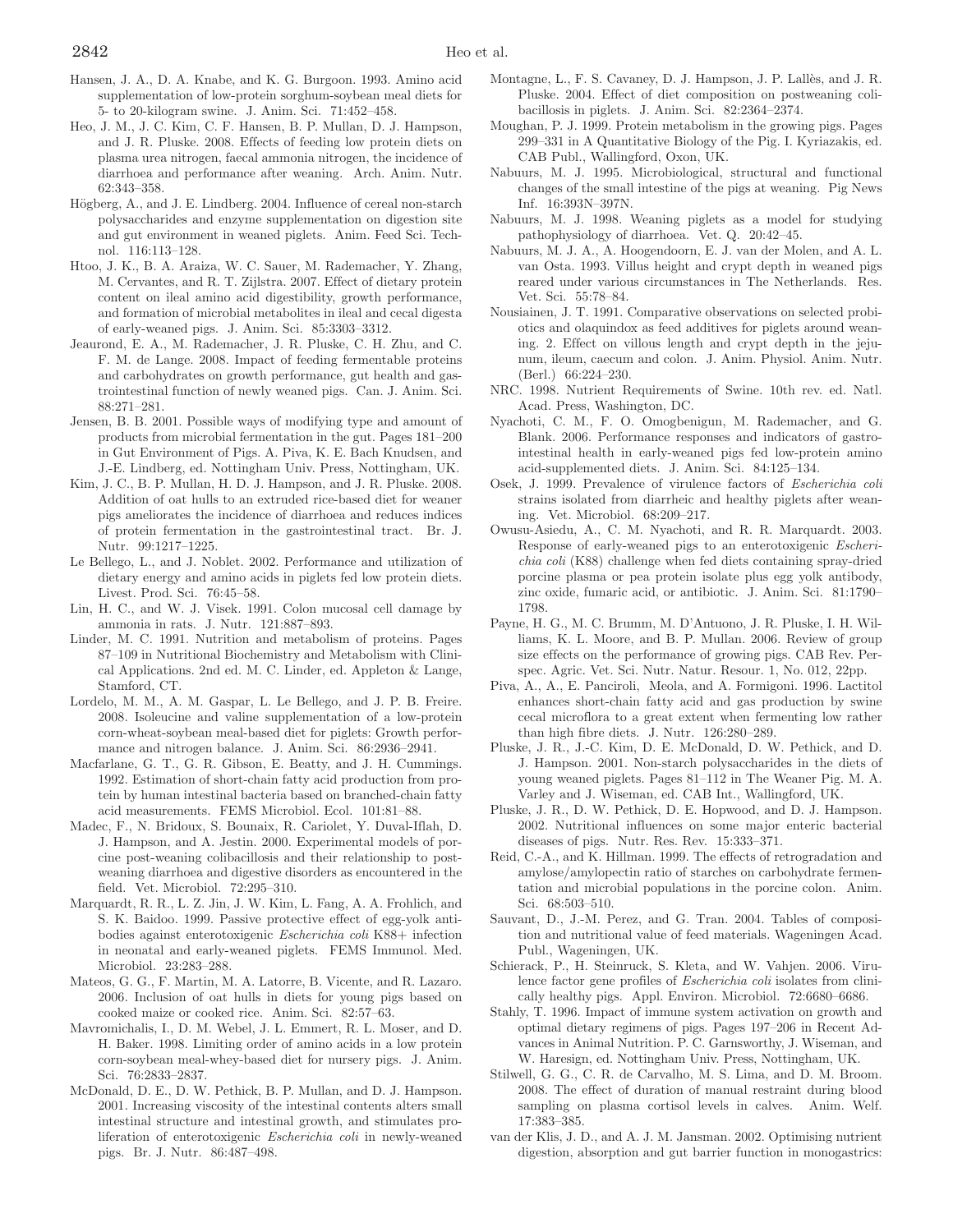Hansen, J. A., D. A. Knabe, and K. G. Burgoon. 1993. Amino acid supplementation of low-protein sorghum-soybean meal diets for 5- to 20-kilogram swine. J. Anim. Sci. 71:452–458.

Heo, J. M., J. C. Kim, C. F. Hansen, B. P. Mullan, D. J. Hampson, and J. R. Pluske. 2008. Effects of feeding low protein diets on plasma urea nitrogen, faecal ammonia nitrogen, the incidence of diarrhoea and performance after weaning. Arch. Anim. Nutr. 62:343–358.

Högberg, A., and J. E. Lindberg. 2004. Influence of cereal non-starch polysaccharides and enzyme supplementation on digestion site and gut environment in weaned piglets. Anim. Feed Sci. Technol. 116:113–128.

Htoo, J. K., B. A. Araiza, W. C. Sauer, M. Rademacher, Y. Zhang, M. Cervantes, and R. T. Zijlstra. 2007. Effect of dietary protein content on ileal amino acid digestibility, growth performance, and formation of microbial metabolites in ileal and cecal digesta of early-weaned pigs. J. Anim. Sci. 85:3303–3312.

Jeaurond, E. A., M. Rademacher, J. R. Pluske, C. H. Zhu, and C. F. M. de Lange. 2008. Impact of feeding fermentable proteins and carbohydrates on growth performance, gut health and gastrointestinal function of newly weaned pigs. Can. J. Anim. Sci. 88:271–281.

Jensen, B. B. 2001. Possible ways of modifying type and amount of products from microbial fermentation in the gut. Pages 181–200 in Gut Environment of Pigs. A. Piva, K. E. Bach Knudsen, and J.-E. Lindberg, ed. Nottingham Univ. Press, Nottingham, UK.

Kim, J. C., B. P. Mullan, H. D. J. Hampson, and J. R. Pluske. 2008. Addition of oat hulls to an extruded rice-based diet for weaner pigs ameliorates the incidence of diarrhoea and reduces indices of protein fermentation in the gastrointestinal tract. Br. J. Nutr. 99:1217–1225.

Le Bellego, L., and J. Noblet. 2002. Performance and utilization of dietary energy and amino acids in piglets fed low protein diets. Livest. Prod. Sci. 76:45–58.

Lin, H. C., and W. J. Visek. 1991. Colon mucosal cell damage by ammonia in rats. J. Nutr. 121:887–893.

Linder, M. C. 1991. Nutrition and metabolism of proteins. Pages 87–109 in Nutritional Biochemistry and Metabolism with Clinical Applications. 2nd ed. M. C. Linder, ed. Appleton & Lange, Stamford, CT.

Lordelo, M. M., A. M. Gaspar, L. Le Bellego, and J. P. B. Freire. 2008. Isoleucine and valine supplementation of a low-protein corn-wheat-soybean meal-based diet for piglets: Growth performance and nitrogen balance. J. Anim. Sci. 86:2936–2941.

Macfarlane, G. T., G. R. Gibson, E. Beatty, and J. H. Cummings. 1992. Estimation of short-chain fatty acid production from protein by human intestinal bacteria based on branched-chain fatty acid measurements. FEMS Microbiol. Ecol. 101:81–88.

Madec, F., N. Bridoux, S. Bounaix, R. Cariolet, Y. Duval-Iflah, D. J. Hampson, and A. Jestin. 2000. Experimental models of porcine post-weaning colibacillosis and their relationship to post-weaning diarrhoea and digestive disorders as encountered in the field. Vet. Microbiol. 72:295–310.

Marquardt, R. R., L. Z. Jin, J. W. Kim, L. Fang, A. A. Frohlich, and S. K. Baidoo. 1999. Passive protective effect of egg-yolk antibodies against enterotoxigenic *Escherichia coli* K88+ infection in neonatal and early-weaned piglets. FEMS Immunol. Med. Microbiol. 23:283–288.

Mateos, G. G., F. Martin, M. A. Latorre, B. Vicente, and R. Lazaro. 2006. Inclusion of oat hulls in diets for young pigs based on cooked maize or cooked rice. Anim. Sci. 82:57–63.

Mavromichalis, I., D. M. Webel, J. L. Emmert, R. L. Moser, and D. H. Baker. 1998. Limiting order of amino acids in a low protein corn-soybean meal-whey-based diet for nursery pigs. J. Anim. Sci. 76:2833–2837.

McDonald, D. E., D. W. Pethick, B. P. Mullan, and D. J. Hampson. 2001. Increasing viscosity of the intestinal contents alters small intestinal structure and intestinal growth, and stimulates proliferation of enterotoxigenic *Escherichia coli* in newly-weaned pigs. Br. J. Nutr. 86:487–498.

Montagne, L., F. S. Cavaney, D. J. Hampson, J. P. Lallès, and J. R. Pluske. 2004. Effect of diet composition on postweaning colibacillosis in piglets. J. Anim. Sci. 82:2364–2374.

Moughan, P. J. 1999. Protein metabolism in the growing pigs. Pages 299–331 in A Quantitative Biology of the Pig. I. Kyriazakis, ed. CAB Publ., Wallingford, Oxon, UK.

Nabuurs, M. J. 1995. Microbiological, structural and functional changes of the small intestine of the pigs at weaning. Pig News Inf. 16:393N–397N.

Nabuurs, M. J. 1998. Weaning piglets as a model for studying pathophysiology of diarrhoea. Vet. Q. 20:42–45.

Nabuurs, M. J. A., A. Hoogendoorn, E. J. van der Molen, and A. L. van Osta. 1993. Villus height and crypt depth in weaned pigs reared under various circumstances in The Netherlands. Res. Vet. Sci. 55:78–84.

Nousiainen, J. T. 1991. Comparative observations on selected probiotics and olaquindox as feed additives for piglets around weaning. 2. Effect on villous length and crypt depth in the jejunum, ileum, caecum and colon. J. Anim. Physiol. Anim. Nutr. (Berl.) 66:224–230.

NRC. 1998. Nutrient Requirements of Swine. 10th rev. ed. Natl. Acad. Press, Washington, DC.

Nyachoti, C. M., F. O. Omogbenigun, M. Rademacher, and G. Blank. 2006. Performance responses and indicators of gastrointestinal health in early-weaned pigs fed low-protein amino acid-supplemented diets. J. Anim. Sci. 84:125–134.

Osek, J. 1999. Prevalence of virulence factors of *Escherichia coli* strains isolated from diarrheic and healthy piglets after weaning. Vet. Microbiol. 68:209–217.

Owusu-Asiedu, A., C. M. Nyachoti, and R. R. Marquardt. 2003. Response of early-weaned pigs to an enterotoxigenic *Escherichia coli* (K88) challenge when fed diets containing spray-dried porcine plasma or pea protein isolate plus egg yolk antibody, zinc oxide, fumaric acid, or antibiotic. J. Anim. Sci. 81:1790–1798.

Payne, H. G., M. C. Brumm, M. D'Antuono, J. R. Pluske, I. H. Williams, K. L. Moore, and B. P. Mullan. 2006. Review of group size effects on the performance of growing pigs. CAB Rev. Perspec. Agric. Vet. Sci. Nutr. Natur. Resour. 1, No. 012, 22pp.

Piva, A., A., E. Panciroli, Meola, and A. Formigoni. 1996. Lactitol enhances short-chain fatty acid and gas production by swine cecal microflora to a great extent when fermenting low rather than high fibre diets. J. Nutr. 126:280–289.

Pluske, J. R., J.-C. Kim, D. E. McDonald, D. W. Pethick, and D. J. Hampson. 2001. Non-starch polysaccharides in the diets of young weaned piglets. Pages 81–112 in The Weaner Pig. M. A. Varley and J. Wiseman, ed. CAB Int., Wallingford, UK.

Pluske, J. R., D. W. Pethick, D. E. Hopwood, and D. J. Hampson. 2002. Nutritional influences on some major enteric bacterial diseases of pigs. Nutr. Res. Rev. 15:333–371.

Reid, C.-A., and K. Hillman. 1999. The effects of retrogradation and amylose/amylopectin ratio of starches on carbohydrate fermentation and microbial populations in the porcine colon. Anim. Sci. 68:503–510.

Sauvant, D., J.-M. Perez, and G. Tran. 2004. Tables of composition and nutritional value of feed materials. Wageningen Acad. Publ., Wageningen, UK.

Schierack, P., H. Steinruck, S. Kleta, and W. Vahjen. 2006. Virulence factor gene profiles of *Escherichia coli* isolates from clinically healthy pigs. Appl. Environ. Microbiol. 72:6680–6686.

Stahly, T. 1996. Impact of immune system activation on growth and optimal dietary regimens of pigs. Pages 197–206 in Recent Advances in Animal Nutrition. P. C. Garnsworthy, J. Wiseman, and W. Haresign, ed. Nottingham Univ. Press, Nottingham, UK.

Stilwell, G. G., C. R. de Carvalho, M. S. Lima, and D. M. Broom. 2008. The effect of duration of manual restraint during blood sampling on plasma cortisol levels in calves. Anim. Welf. 17:383–385.

van der Klis, J. D., and A. J. M. Jansman. 2002. Optimising nutrient digestion, absorption and gut barrier function in monogastrics: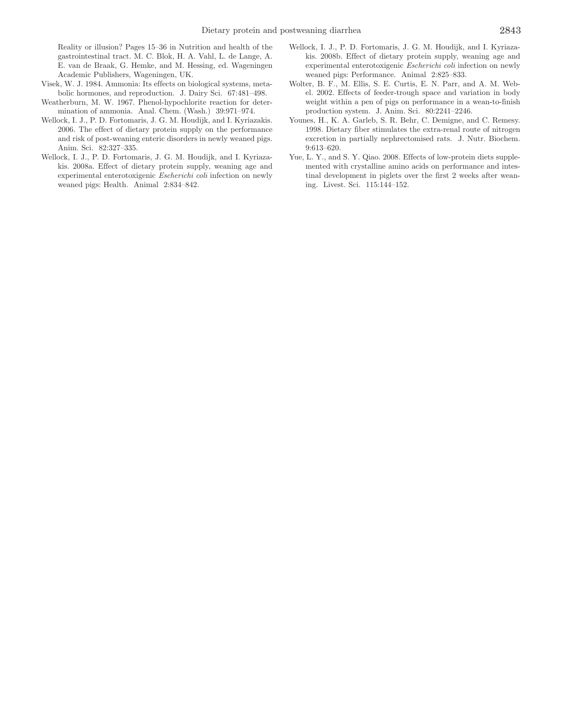Reality or illusion? Pages 15–36 in Nutrition and health of the gastrointestinal tract. M. C. Blok, H. A. Vahl, L. de Lange, A. E. van de Braak, G. Hemke, and M. Hessing, ed. Wageningen Academic Publishers, Wageningen, UK.

Visek, W. J. 1984. Ammonia: Its effects on biological systems, metabolic hormones, and reproduction. J. Dairy Sci. 67:481–498.

Weatherburn, M. W. 1967. Phenol-hypochlorite reaction for determination of ammonia. Anal. Chem. (Wash.) 39:971–974.

Wellock, I. J., P. D. Fortomaris, J. G. M. Houdijk, and I. Kyriazakis. 2006. The effect of dietary protein supply on the performance and risk of post-weaning enteric disorders in newly weaned pigs. Anim. Sci. 82:327–335.

Wellock, I. J., P. D. Fortomaris, J. G. M. Houdijk, and I. Kyriazakis. 2008a. Effect of dietary protein supply, weaning age and experimental enterotoxigenic *Escherichi coli* infection on newly weaned pigs: Health. Animal 2:834–842.

Wellock, I. J., P. D. Fortomaris, J. G. M. Houdijk, and I. Kyriazakis. 2008b. Effect of dietary protein supply, weaning age and experimental enterotoxigenic *Escherichi coli* infection on newly weaned pigs: Performance. Animal 2:825–833.

Wolter, B. F., M. Ellis, S. E. Curtis, E. N. Parr, and A. M. Webel. 2002. Effects of feeder-trough space and variation in body weight within a pen of pigs on performance in a wean-to-finish production system. J. Anim. Sci. 80:2241–2246.

Younes, H., K. A. Garleb, S. R. Behr, C. Demigne, and C. Remesy. 1998. Dietary fiber stimulates the extra-renal route of nitrogen excretion in partially nephrectomised rats. J. Nutr. Biochem. 9:613–620.

Yue, L. Y., and S. Y. Qiao. 2008. Effects of low-protein diets supplemented with crystalline amino acids on performance and intestinal development in piglets over the first 2 weeks after weaning. Livest. Sci. 115:144–152.